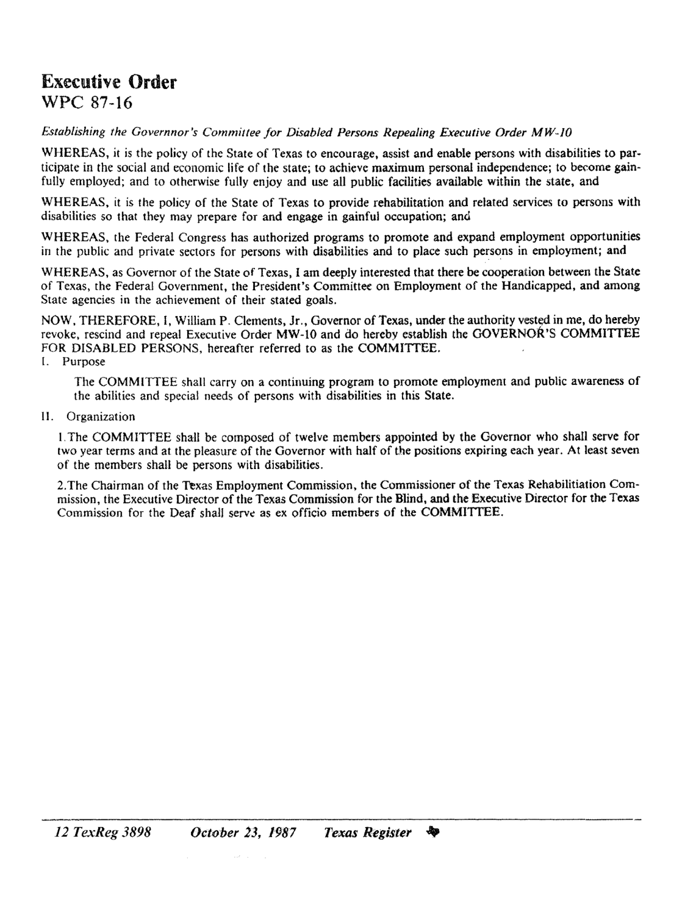# Executive Order

## WPC 87-16

*Establishing the Governor's Committee for Disabled Persons Repealing Executive Order MW-10*

WHEREAS, it is the policy of the State of Texas to encourage, assist and enable persons with disabilities to participate in the social and economic life of the state; to achieve maximum personal independence; to become gainfully employed; and to otherwise fully enjoy and use all public facilities available within the state, and

WHEREAS, it is the policy of the State of Texas to provide rehabilitation and related services to persons with disabilities so that they may prepare for and engage in gainful occupation; and

WHEREAS, the Federal Congress has authorized programs to promote and expand employment opportunities in the public and private sectors for persons with disabilities and to place such persons in employment; and

WHEREAS, as Governor of the State of Texas, I am deeply interested that there be cooperation between the State of Texas, the Federal Government, the President's Committee on Employment of the Handicapped, and among State agencies in the achievement of their stated goals.

NOW, THEREFORE, I, William P. Clements, Jr., Governor of Texas, under the authority vested in me, do hereby revoke, rescind and repeal Executive Order MW-10 and do hereby establish the GOVERNOR'S COMMITTEE FOR DISABLED PERSONS, hereafter referred to as the COMMITTEE.

I. Purpose

The COMMITTEE shall carry on a continuing program to promote employment and public awareness of the abilities and special needs of persons with disabilities in this State.

II. Organization

1. The COMMITTEE shall be composed of twelve members appointed by the Governor who shall serve for two year terms and at the pleasure of the Governor with half of the positions expiring each year. At least seven of the members shall be persons with disabilities.

2. The Chairman of the Texas Employment Commission, the Commissioner of the Texas Rehabilitiation Commission, the Executive Director of the Texas Commission for the Blind, and the Executive Director for the Texas Commission for the Deaf shall serve as ex officio members of the COMMITTEE.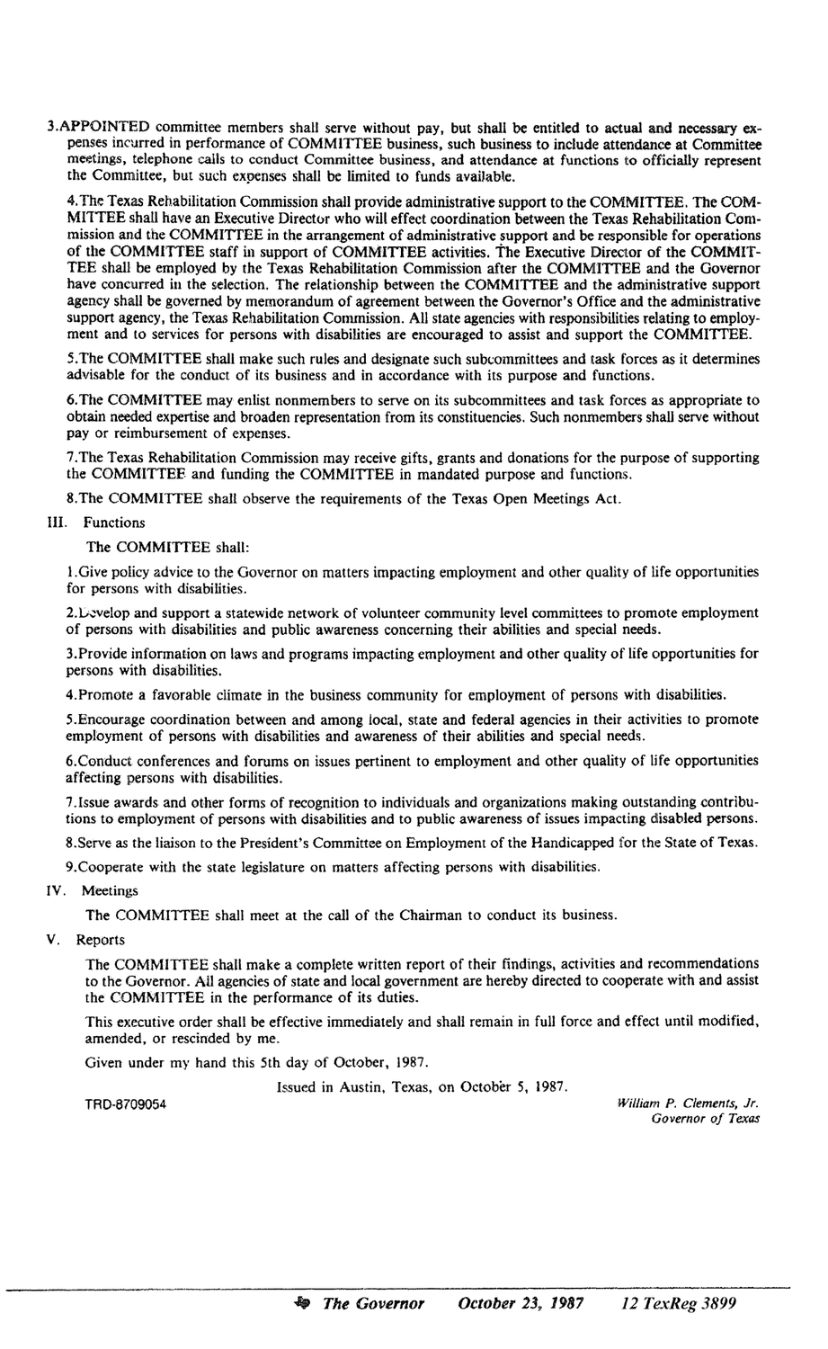3. APPOINTED committee members shall serve without pay, but shall be entitled to actual and necessary expenses incurred in performance of COMMITTEE business, such business to include attendance at Committee meetings, telephone calls to conduct Committee business, and attendance at functions to officially represent the Committee, but such expenses shall be limited to funds available.

4. The Texas Rehabilitation Commission shall provide administrative support to the COMMITTEE. The COMMITTEE shall have an Executive Director who will effect coordination between the Texas Rehabilitation Commission and the COMMITTEE in the arrangement of administrative support and be responsible for operations of the COMMITTEE staff in support of COMMITTEE activities. The Executive Director of the COMMITTEE shall be employed by the Texas Rehabilitation Commission after the COMMITTEE and the Governor have concurred in the selection. The relationship between the COMMITTEE and the administrative support agency shall be governed by memorandum of agreement between the Governor's Office and the administrative support agency, the Texas Rehabilitation Commission. All state agencies with responsibilities relating to employment and to services for persons with disabilities are encouraged to assist and support the COMMITTEE.

5. The COMMITTEE shall make such rules and designate such subcommittees and task forces as it determines advisable for the conduct of its business and in accordance with its purpose and functions.

6. The COMMITTEE may enlist nonmembers to serve on its subcommittees and task forces as appropriate to obtain needed expertise and broaden representation from its constituencies. Such nonmembers shall serve without pay or reimbursement of expenses.

7. The Texas Rehabilitation Commission may receive gifts, grants and donations for the purpose of supporting the COMMITTEE and funding the COMMITTEE in mandated purpose and functions.

8. The COMMITTEE shall observe the requirements of the Texas Open Meetings Act.

III. Functions

The COMMITTEE shall:

1. Give policy advice to the Governor on matters impacting employment and other quality of life opportunities for persons with disabilities.

2. Develop and support a statewide network of volunteer community level committees to promote employment of persons with disabilities and public awareness concerning their abilities and special needs.

3. Provide information on laws and programs impacting employment and other quality of life opportunities for persons with disabilities.

4. Promote a favorable climate in the business community for employment of persons with disabilities.

5. Encourage coordination between and among local, state and federal agencies in their activities to promote employment of persons with disabilities and awareness of their abilities and special needs.

6. Conduct conferences and forums on issues pertinent to employment and other quality of life opportunities affecting persons with disabilities.

7. Issue awards and other forms of recognition to individuals and organizations making outstanding contributions to employment of persons with disabilities and to public awareness of issues impacting disabled persons.

8. Serve as the liaison to the President's Committee on Employment of the Handicapped for the State of Texas.

9. Cooperate with the state legislature on matters affecting persons with disabilities.

IV. Meetings

The COMMITTEE shall meet at the call of the Chairman to conduct its business.

V. Reports

The COMMITTEE shall make a complete written report of their findings, activities and recommendations to the Governor. All agencies of state and local government are hereby directed to cooperate with and assist the COMMITTEE in the performance of its duties.

This executive order shall be effective immediately and shall remain in full force and effect until modified, amended, or rescinded by me.

Given under my hand this 5th day of October, 1987.

Issued in Austin, Texas, on October 5, 1987.

TRD-8709054

*William P. Clements, Jr.*
*Governor of Texas*